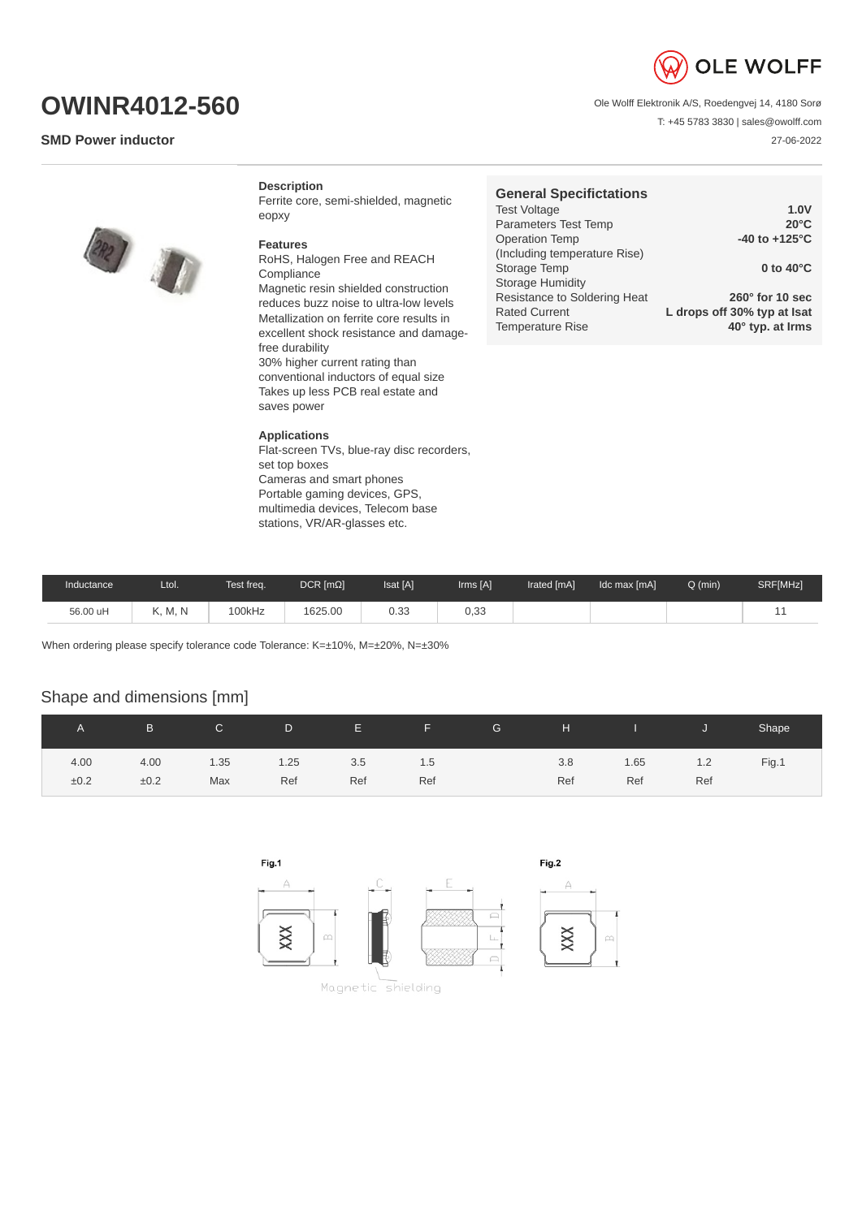# OWINR4012-560

**SMD Power inductor**

Ole Wolff Elektronik A/S, Roedengvej 14, 4180 Sorø

T: +45 5783 3830 | sales@owolff.com

27-06-2022

### Description

Ferrite core, semi-shielded, magnetic eopxy

### Features

RoHS, Halogen Free and REACH Compliance
Magnetic resin shielded construction reduces buzz noise to ultra-low levels
Metallization on ferrite core results in excellent shock resistance and damage-free durability
30% higher current rating than conventional inductors of equal size
Takes up less PCB real estate and saves power

### Applications

Flat-screen TVs, blue-ray disc recorders, set top boxes
Cameras and smart phones
Portable gaming devices, GPS, multimedia devices, Telecom base stations, VR/AR-glasses etc.

### General Specifications

| | |
|---|---|
| Test Voltage | **1.0V** |
| Parameters Test Temp | **20°C** |
| Operation Temp (Including temperature Rise) | **-40 to +125°C** |
| Storage Temp | **0 to 40°C** |
| Storage Humidity | |
| Resistance to Soldering Heat | **260° for 10 sec** |
| Rated Current | **L drops off 30% typ at Isat** |
| Temperature Rise | **40° typ. at Irms** |

| Inductance | Ltol. | Test freq. | DCR [mΩ] | Isat [A] | Irms [A] | Irated [mA] | Idc max [mA] | Q (min) | SRF[MHz] |
|---|---|---|---|---|---|---|---|---|---|
| 56.00 uH | K, M, N | 100kHz | 1625.00 | 0.33 | 0,33 | | | | 11 |

When ordering please specify tolerance code Tolerance: K=±10%, M=±20%, N=±30%

## Shape and dimensions [mm]

| A | B | C | D | E | F | G | H | I | J | Shape |
|---|---|---|---|---|---|---|---|---|---|---|
| 4.00 ±0.2 | 4.00 ±0.2 | 1.35 Max | 1.25 Ref | 3.5 Ref | 1.5 Ref | | 3.8 Ref | 1.65 Ref | 1.2 Ref | Fig.1 |

Fig.1

Magnetic shielding

Fig.2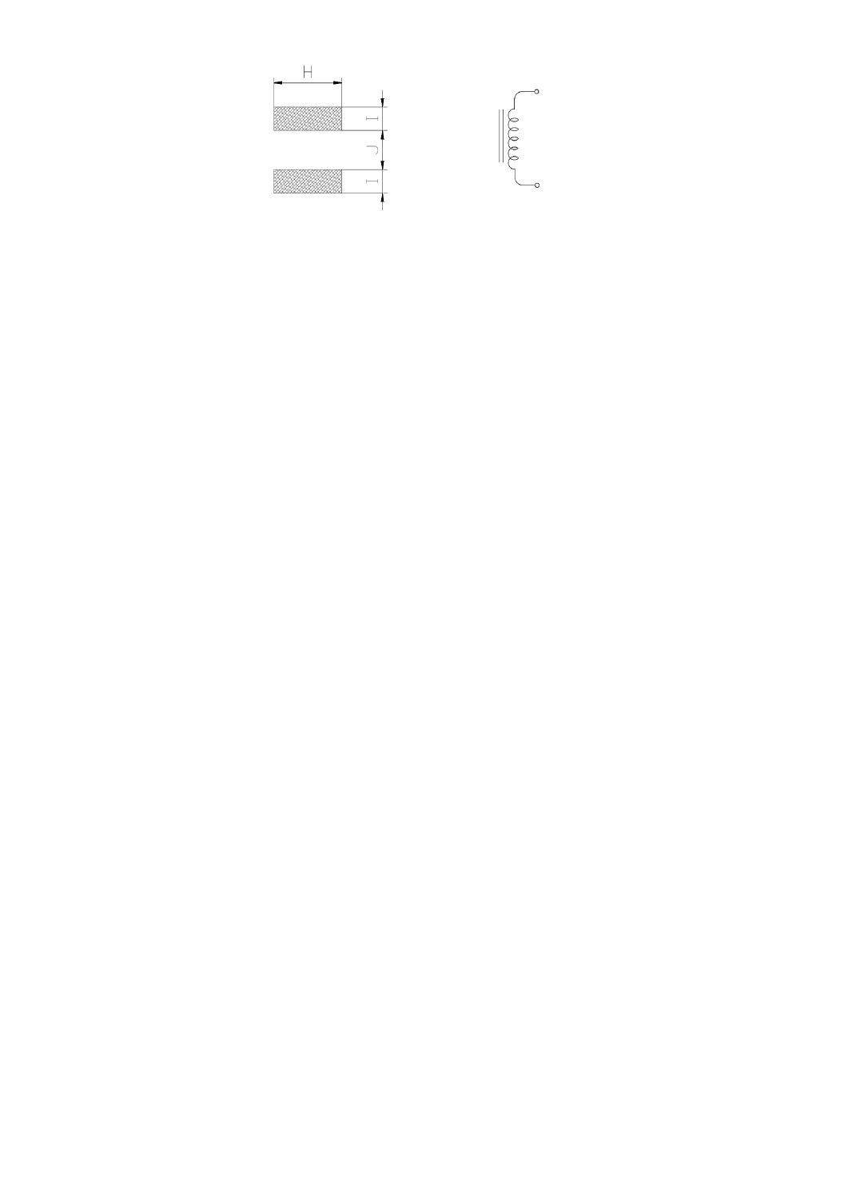H

I

J

I